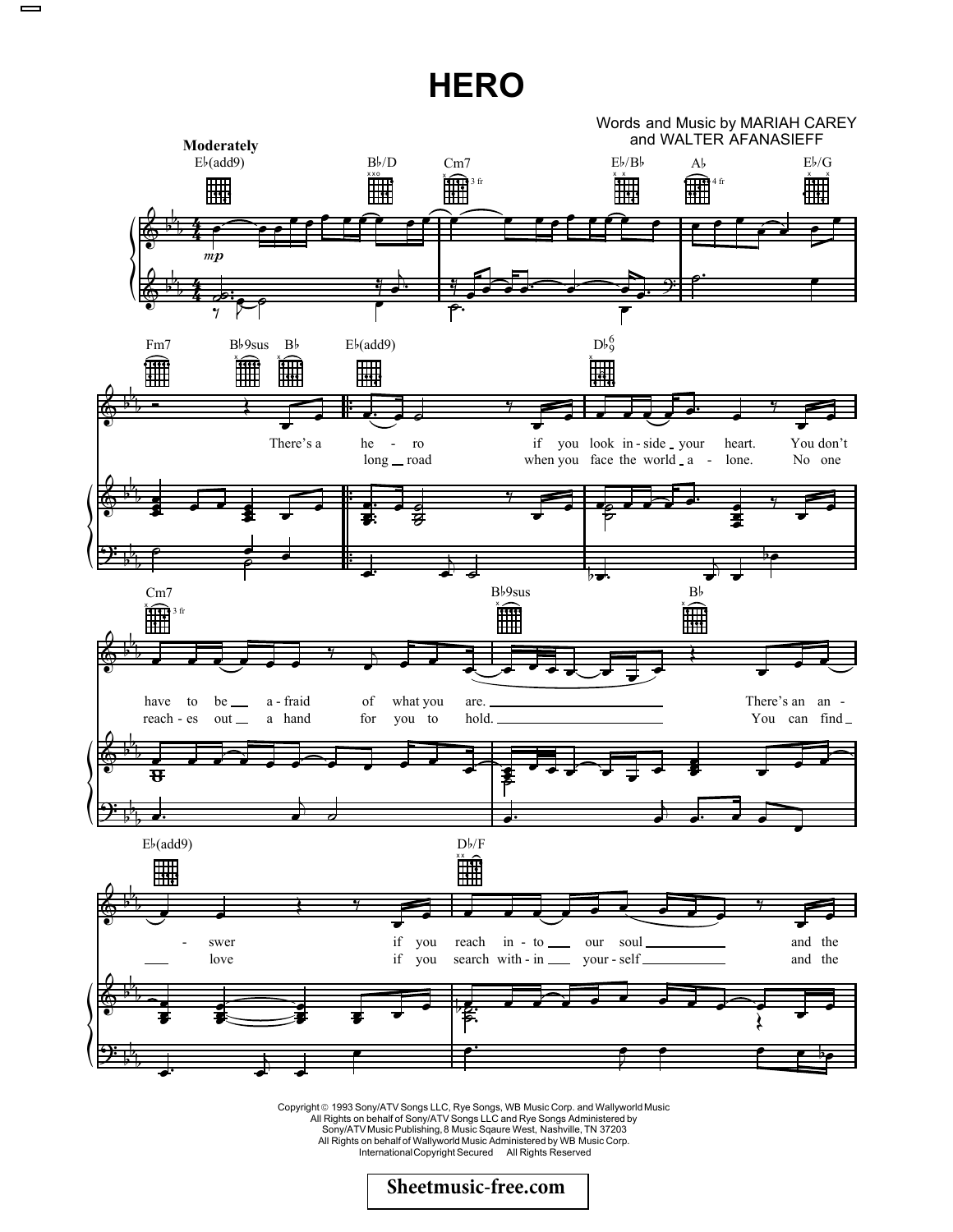# HERO

Words and Music by MARIAH CAREY
and WALTER AFANASIEFF

Moderately

Copyright © 1993 Sony/ATV Songs LLC, Rye Songs, WB Music Corp. and Wallyworld Music
All Rights on behalf of Sony/ATV Songs LLC and Rye Songs Administered by
Sony/ATV Music Publishing, 8 Music Sqaure West, Nashville, TN 37203
All Rights on behalf of Wallyworld Music Administered by WB Music Corp.
International Copyright Secured All Rights Reserved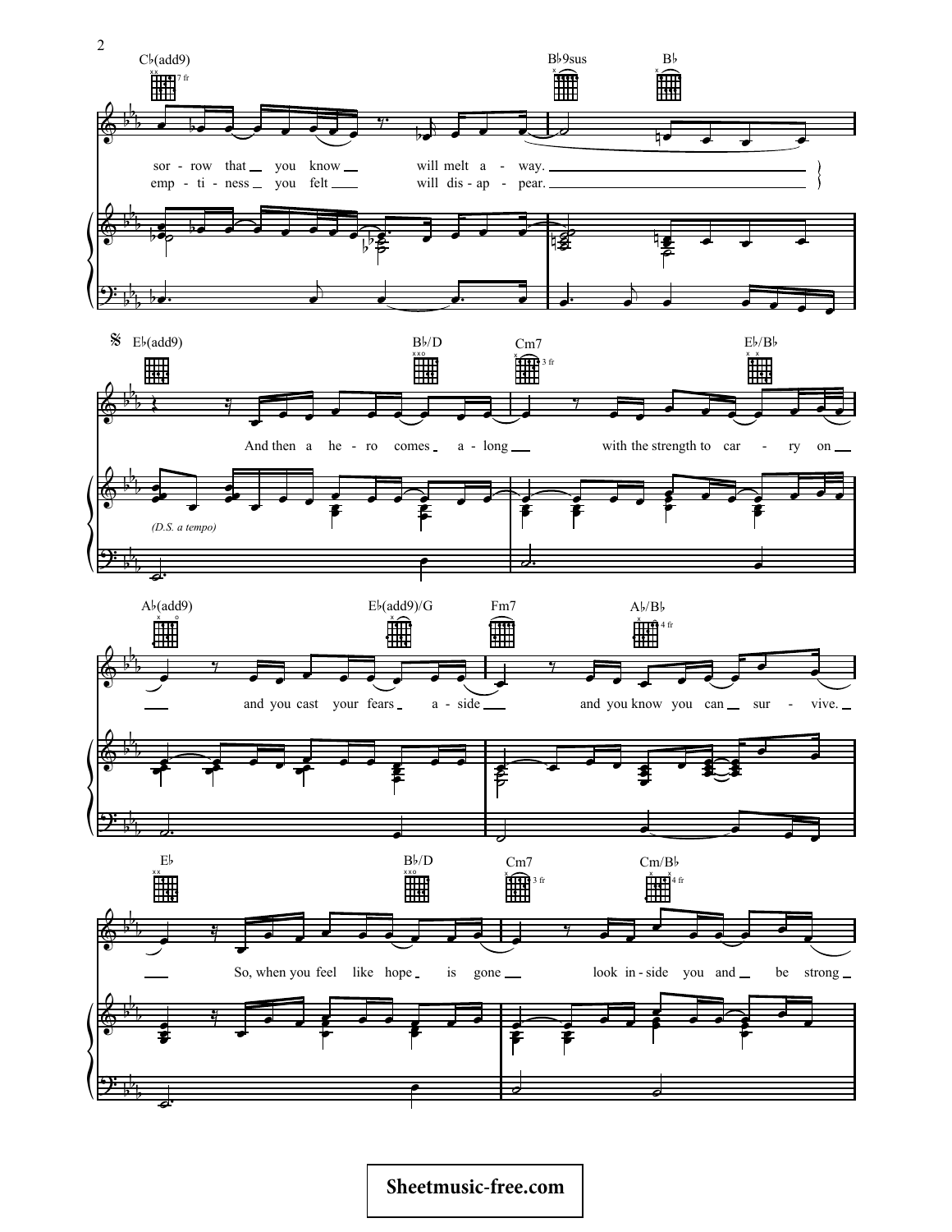Cb(add9) — Bb9sus — Bb

sor - row that you know will melt a - way.
emp - ti - ness you felt will dis - ap - pear.

Eb(add9) — Bb/D — Cm7 — Eb/Bb

And then a he - ro comes a - long with the strength to car - ry on

*(D.S. a tempo)*

Ab(add9) — Eb(add9)/G — Fm7 — Ab/Bb

and you cast your fears a - side and you know you can sur - vive.

Eb — Bb/D — Cm7 — Cm/Bb

So, when you feel like hope is gone look in - side you and be strong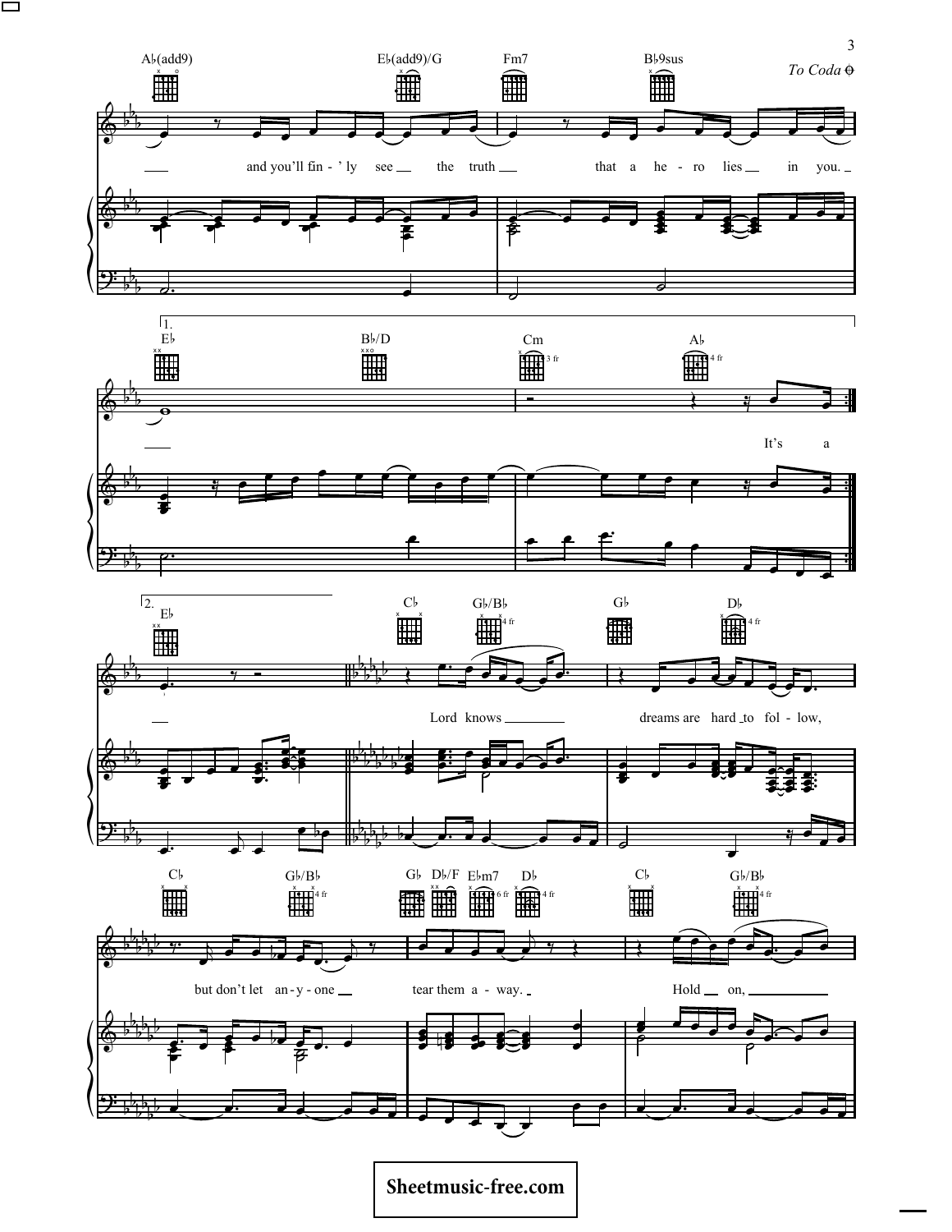Ab(add9) Eb(add9)/G Fm7 Bb9sus *To Coda*

and you'll fin - ' ly see the truth that a he - ro lies in you.

1\. Eb Bb/D Cm Ab

It's a

2\. Eb Cb Gb/Bb Gb Db

Lord knows dreams are hard to fol - low,

Cb Gb/Bb Gb Db/F Ebm7 Db Cb Gb/Bb

but don't let an - y - one tear them a - way. Hold on,

Sheetmusic-free.com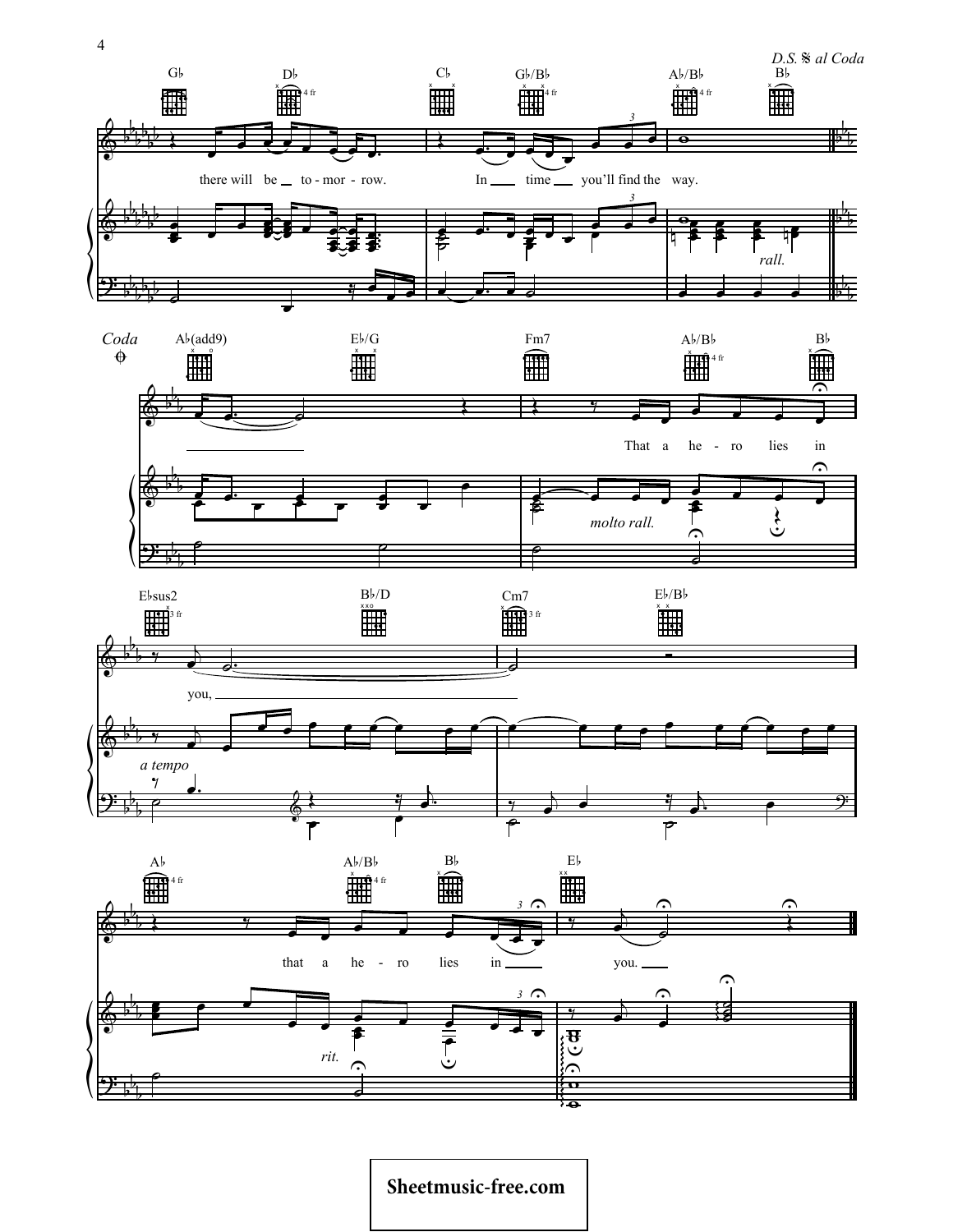D.S. 𝄋 al Coda

G♭ D♭ C♭ G♭/B♭ A♭/B♭ B♭

there will be to - mor - row. In time you'll find the way.

rall.

Coda

A♭(add9) E♭/G Fm7 A♭/B♭ B♭

That a he - ro lies in

molto rall.

E♭sus2 B♭/D Cm7 E♭/B♭

you,

a tempo

A♭ A♭/B♭ B♭ E♭

that a he - ro lies in you.

rit.

Sheetmusic-free.com